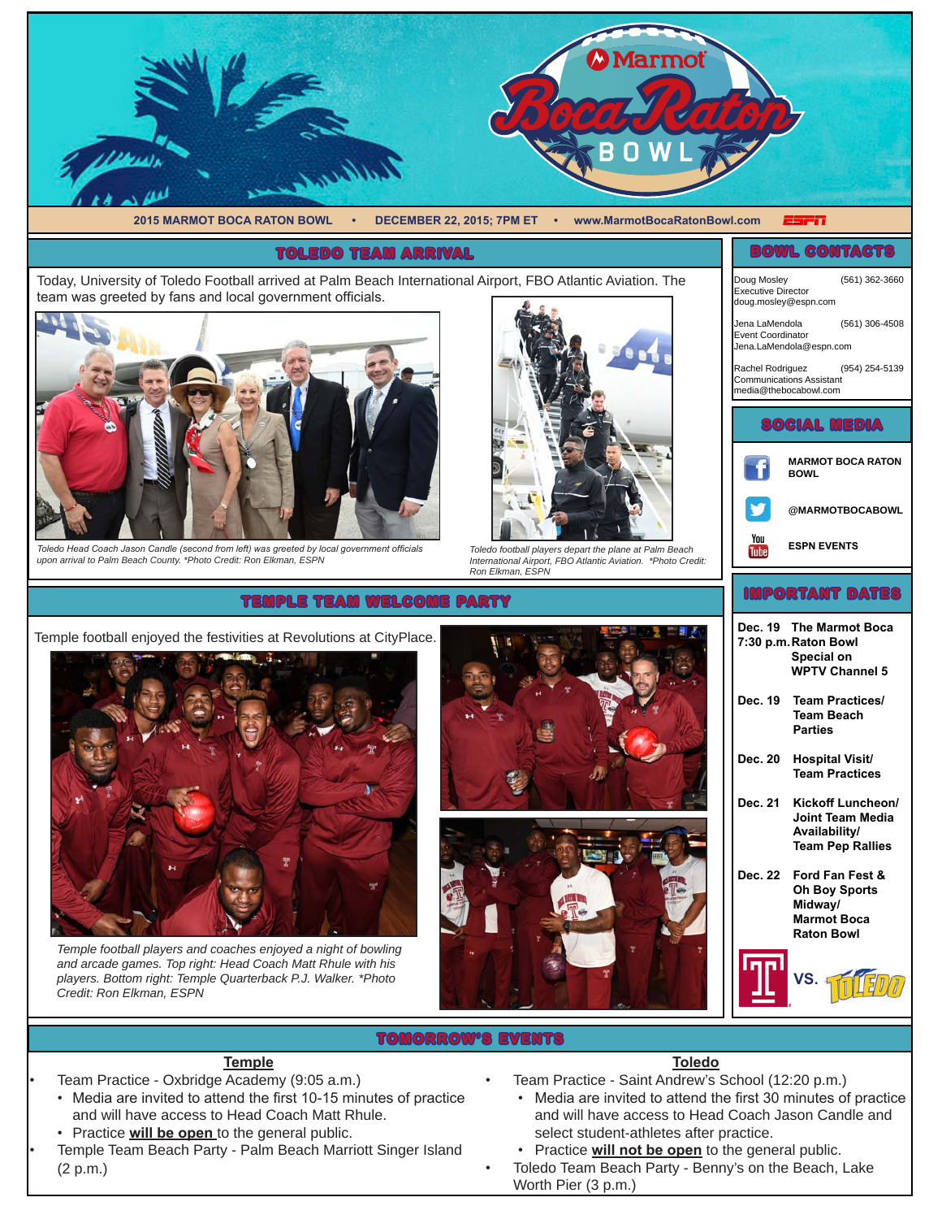# Marmot Boca Raton Bowl

2015 MARMOT BOCA RATON BOWL • DECEMBER 22, 2015; 7PM ET • www.MarmotBocaRatonBowl.com

## TOLEDO TEAM ARRIVAL

Today, University of Toledo Football arrived at Palm Beach International Airport, FBO Atlantic Aviation. The team was greeted by fans and local government officials.

*Toledo Head Coach Jason Candle (second from left) was greeted by local government officials upon arrival to Palm Beach County. *Photo Credit: Ron Elkman, ESPN*

*Toledo football players depart the plane at Palm Beach International Airport, FBO Atlantic Aviation. *Photo Credit: Ron Elkman, ESPN*

## TEMPLE TEAM WELCOME PARTY

Temple football enjoyed the festivities at Revolutions at CityPlace.

*Temple football players and coaches enjoyed a night of bowling and arcade games. Top right: Head Coach Matt Rhule with his players. Bottom right: Temple Quarterback P.J. Walker. *Photo Credit: Ron Elkman, ESPN*

## BOWL CONTACTS

Doug Mosley (561) 362-3660
Executive Director
doug.mosley@espn.com

Jena LaMendola (561) 306-4508
Event Coordinator
Jena.LaMendola@espn.com

Rachel Rodriguez (954) 254-5139
Communications Assistant
media@thebocabowl.com

## SOCIAL MEDIA

MARMOT BOCA RATON BOWL

@MARMOTBOCABOWL

ESPN EVENTS

## IMPORTANT DATES

**Dec. 19 7:30 p.m.** **The Marmot Boca Raton Bowl Special on WPTV Channel 5**

**Dec. 19** **Team Practices/ Team Beach Parties**

**Dec. 20** **Hospital Visit/ Team Practices**

**Dec. 21** **Kickoff Luncheon/ Joint Team Media Availability/ Team Pep Rallies**

**Dec. 22** **Ford Fan Fest & Oh Boy Sports Midway/ Marmot Boca Raton Bowl**

VS.

## TOMORROW'S EVENTS

### Temple

- Team Practice - Oxbridge Academy (9:05 a.m.)
  - Media are invited to attend the first 10-15 minutes of practice and will have access to Head Coach Matt Rhule.
  - Practice **will be open** to the general public.
- Temple Team Beach Party - Palm Beach Marriott Singer Island (2 p.m.)

### Toledo

- Team Practice - Saint Andrew's School (12:20 p.m.)
  - Media are invited to attend the first 30 minutes of practice and will have access to Head Coach Jason Candle and select student-athletes after practice.
  - Practice **will not be open** to the general public.
- Toledo Team Beach Party - Benny's on the Beach, Lake Worth Pier (3 p.m.)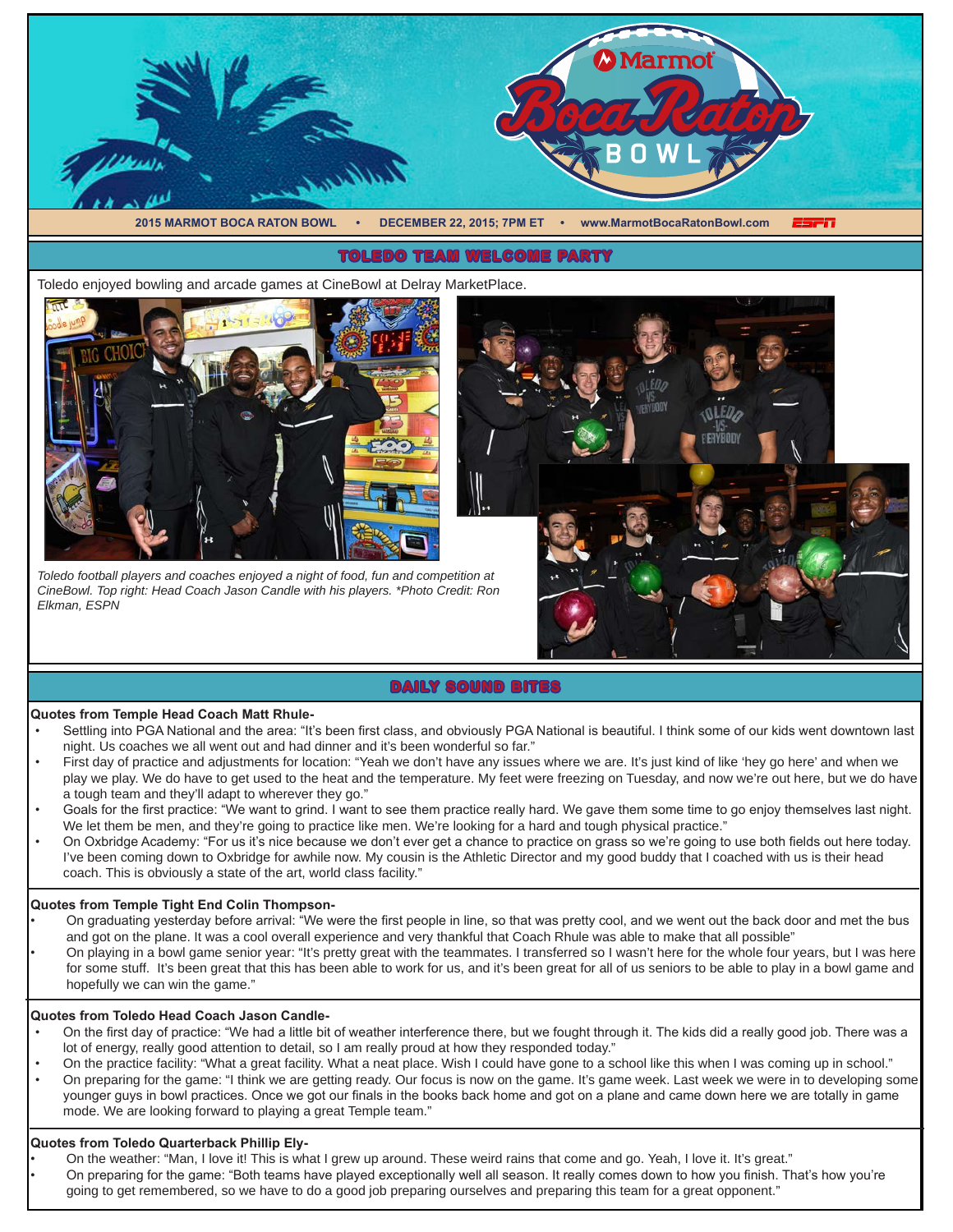2015 MARMOT BOCA RATON BOWL • DECEMBER 22, 2015; 7PM ET • www.MarmotBocaRatonBowl.com

## TOLEDO TEAM WELCOME PARTY

Toledo enjoyed bowling and arcade games at CineBowl at Delray MarketPlace.

*Toledo football players and coaches enjoyed a night of food, fun and competition at CineBowl. Top right: Head Coach Jason Candle with his players. *Photo Credit: Ron Elkman, ESPN*

## DAILY SOUND BITES

**Quotes from Temple Head Coach Matt Rhule-**

- Settling into PGA National and the area: "It's been first class, and obviously PGA National is beautiful. I think some of our kids went downtown last night. Us coaches we all went out and had dinner and it's been wonderful so far."
- First day of practice and adjustments for location: "Yeah we don't have any issues where we are. It's just kind of like 'hey go here' and when we play we play. We do have to get used to the heat and the temperature. My feet were freezing on Tuesday, and now we're out here, but we do have a tough team and they'll adapt to wherever they go."
- Goals for the first practice: "We want to grind. I want to see them practice really hard. We gave them some time to go enjoy themselves last night. We let them be men, and they're going to practice like men. We're looking for a hard and tough physical practice."
- On Oxbridge Academy: "For us it's nice because we don't ever get a chance to practice on grass so we're going to use both fields out here today. I've been coming down to Oxbridge for awhile now. My cousin is the Athletic Director and my good buddy that I coached with us is their head coach. This is obviously a state of the art, world class facility."

**Quotes from Temple Tight End Colin Thompson-**

- On graduating yesterday before arrival: "We were the first people in line, so that was pretty cool, and we went out the back door and met the bus and got on the plane. It was a cool overall experience and very thankful that Coach Rhule was able to make that all possible"
- On playing in a bowl game senior year: "It's pretty great with the teammates. I transferred so I wasn't here for the whole four years, but I was here for some stuff. It's been great that this has been able to work for us, and it's been great for all of us seniors to be able to play in a bowl game and hopefully we can win the game."

**Quotes from Toledo Head Coach Jason Candle-**

- On the first day of practice: "We had a little bit of weather interference there, but we fought through it. The kids did a really good job. There was a lot of energy, really good attention to detail, so I am really proud at how they responded today."
- On the practice facility: "What a great facility. What a neat place. Wish I could have gone to a school like this when I was coming up in school."
- On preparing for the game: "I think we are getting ready. Our focus is now on the game. It's game week. Last week we were in to developing some younger guys in bowl practices. Once we got our finals in the books back home and got on a plane and came down here we are totally in game mode. We are looking forward to playing a great Temple team."

**Quotes from Toledo Quarterback Phillip Ely-**

- On the weather: "Man, I love it! This is what I grew up around. These weird rains that come and go. Yeah, I love it. It's great."
- On preparing for the game: "Both teams have played exceptionally well all season. It really comes down to how you finish. That's how you're going to get remembered, so we have to do a good job preparing ourselves and preparing this team for a great opponent."